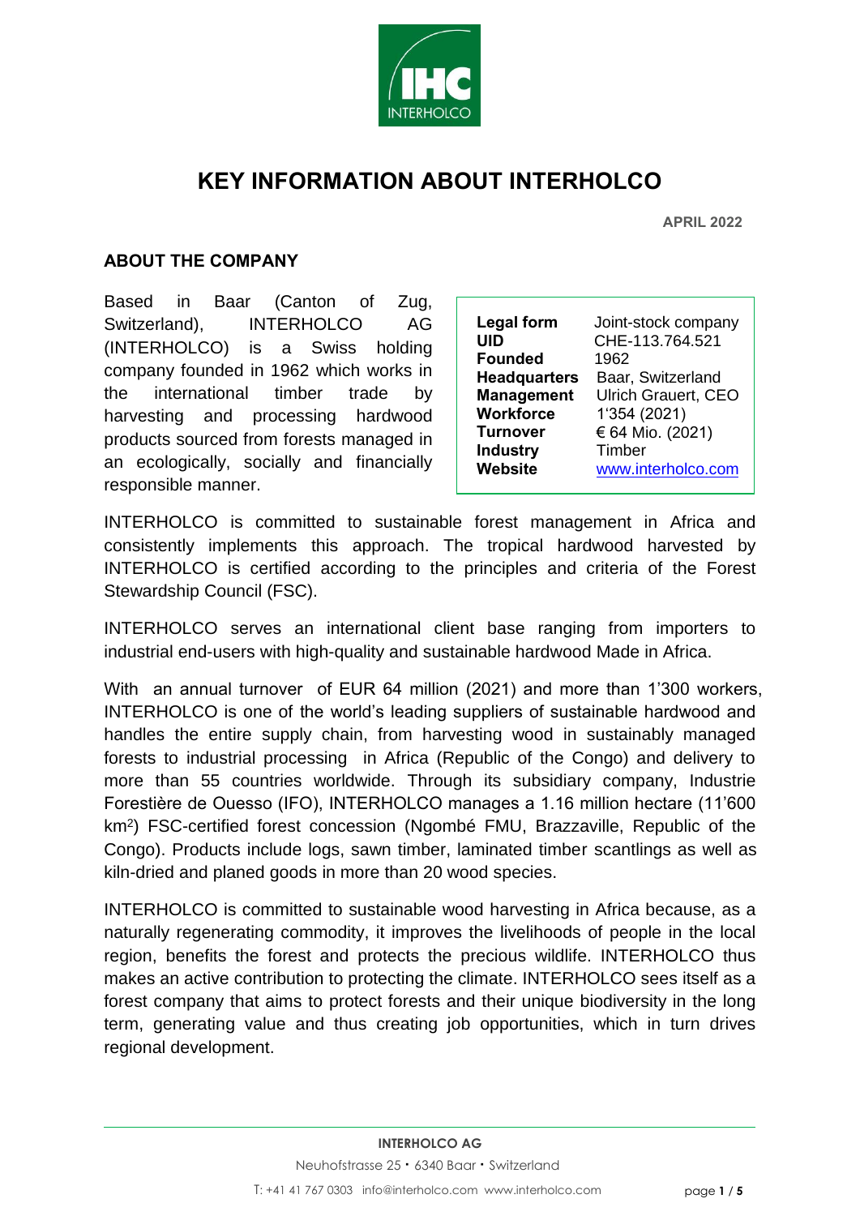# KEY INFORMATION ABOUT INTERHOLCO

APRIL 2022

## ABOUT THE COMPANY

Based in Baar (Canton of Zug, Switzerland), INTERHOLCO AG (INTERHOLCO) is a Swiss holding company founded in 1962 which works in the international timber trade by harvesting and processing hardwood products sourced from forests managed in an ecologically, socially and financially responsible manner.

| | |
|---|---|
| **Legal form** | Joint-stock company |
| **UID** | CHE-113.764.521 |
| **Founded** | 1962 |
| **Headquarters** | Baar, Switzerland |
| **Management** | Ulrich Grauert, CEO |
| **Workforce** | 1'354 (2021) |
| **Turnover** | € 64 Mio. (2021) |
| **Industry** | Timber |
| **Website** | www.interholco.com |

INTERHOLCO is committed to sustainable forest management in Africa and consistently implements this approach. The tropical hardwood harvested by INTERHOLCO is certified according to the principles and criteria of the Forest Stewardship Council (FSC).

INTERHOLCO serves an international client base ranging from importers to industrial end-users with high-quality and sustainable hardwood Made in Africa.

With an annual turnover of EUR 64 million (2021) and more than 1'300 workers, INTERHOLCO is one of the world's leading suppliers of sustainable hardwood and handles the entire supply chain, from harvesting wood in sustainably managed forests to industrial processing in Africa (Republic of the Congo) and delivery to more than 55 countries worldwide. Through its subsidiary company, Industrie Forestière de Ouesso (IFO), INTERHOLCO manages a 1.16 million hectare (11'600 km²) FSC-certified forest concession (Ngombé FMU, Brazzaville, Republic of the Congo). Products include logs, sawn timber, laminated timber scantlings as well as kiln-dried and planed goods in more than 20 wood species.

INTERHOLCO is committed to sustainable wood harvesting in Africa because, as a naturally regenerating commodity, it improves the livelihoods of people in the local region, benefits the forest and protects the precious wildlife. INTERHOLCO thus makes an active contribution to protecting the climate. INTERHOLCO sees itself as a forest company that aims to protect forests and their unique biodiversity in the long term, generating value and thus creating job opportunities, which in turn drives regional development.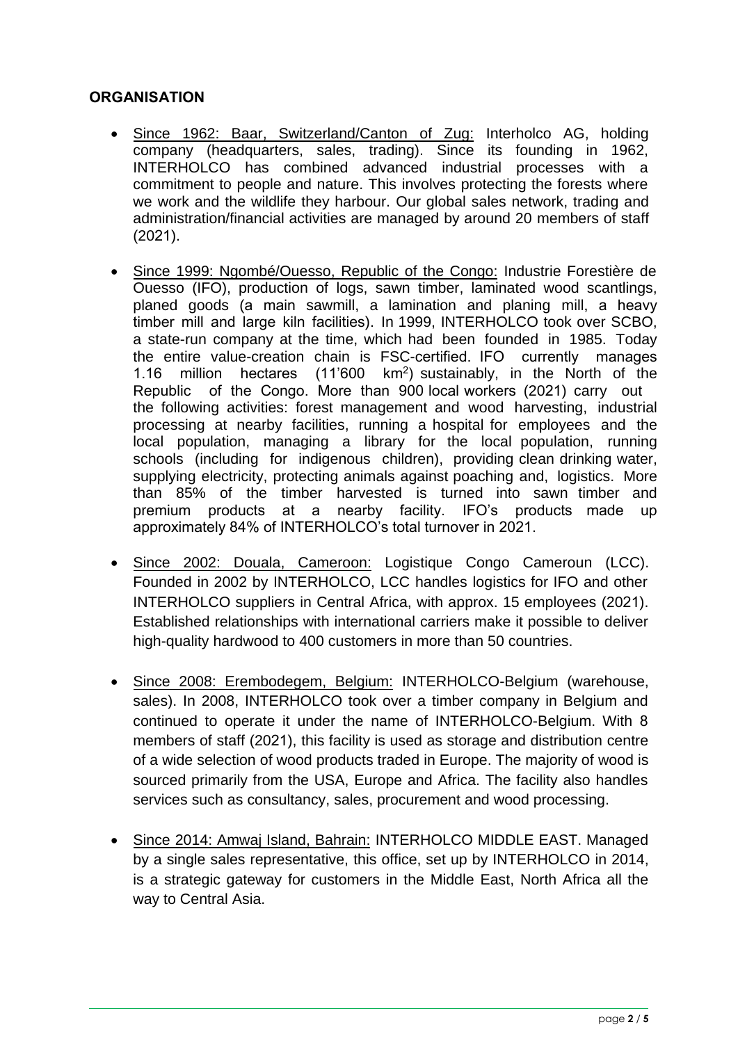## ORGANISATION

- Since 1962: Baar, Switzerland/Canton of Zug: Interholco AG, holding company (headquarters, sales, trading). Since its founding in 1962, INTERHOLCO has combined advanced industrial processes with a commitment to people and nature. This involves protecting the forests where we work and the wildlife they harbour. Our global sales network, trading and administration/financial activities are managed by around 20 members of staff (2021).

- Since 1999: Ngombé/Ouesso, Republic of the Congo: Industrie Forestière de Ouesso (IFO), production of logs, sawn timber, laminated wood scantlings, planed goods (a main sawmill, a lamination and planing mill, a heavy timber mill and large kiln facilities). In 1999, INTERHOLCO took over SCBO, a state-run company at the time, which had been founded in 1985. Today the entire value-creation chain is FSC-certified. IFO currently manages 1.16 million hectares (11'600 $km^2$) sustainably, in the North of the Republic of the Congo. More than 900 local workers (2021) carry out the following activities: forest management and wood harvesting, industrial processing at nearby facilities, running a hospital for employees and the local population, managing a library for the local population, running schools (including for indigenous children), providing clean drinking water, supplying electricity, protecting animals against poaching and, logistics. More than 85% of the timber harvested is turned into sawn timber and premium products at a nearby facility. IFO's products made up approximately 84% of INTERHOLCO's total turnover in 2021.

- Since 2002: Douala, Cameroon: Logistique Congo Cameroun (LCC). Founded in 2002 by INTERHOLCO, LCC handles logistics for IFO and other INTERHOLCO suppliers in Central Africa, with approx. 15 employees (2021). Established relationships with international carriers make it possible to deliver high-quality hardwood to 400 customers in more than 50 countries.

- Since 2008: Erembodegem, Belgium: INTERHOLCO-Belgium (warehouse, sales). In 2008, INTERHOLCO took over a timber company in Belgium and continued to operate it under the name of INTERHOLCO-Belgium. With 8 members of staff (2021), this facility is used as storage and distribution centre of a wide selection of wood products traded in Europe. The majority of wood is sourced primarily from the USA, Europe and Africa. The facility also handles services such as consultancy, sales, procurement and wood processing.

- Since 2014: Amwaj Island, Bahrain: INTERHOLCO MIDDLE EAST. Managed by a single sales representative, this office, set up by INTERHOLCO in 2014, is a strategic gateway for customers in the Middle East, North Africa all the way to Central Asia.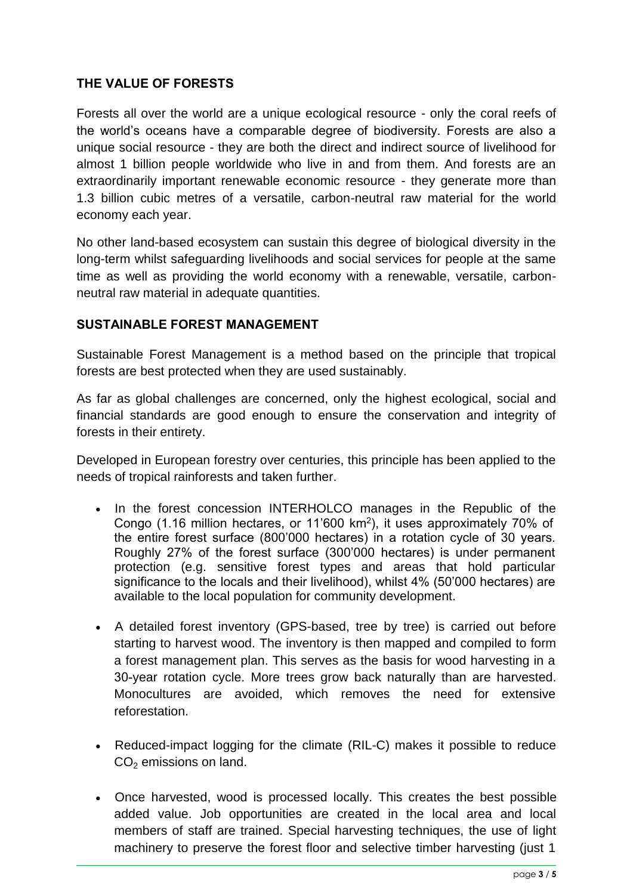## THE VALUE OF FORESTS

Forests all over the world are a unique ecological resource - only the coral reefs of the world's oceans have a comparable degree of biodiversity. Forests are also a unique social resource - they are both the direct and indirect source of livelihood for almost 1 billion people worldwide who live in and from them. And forests are an extraordinarily important renewable economic resource - they generate more than 1.3 billion cubic metres of a versatile, carbon-neutral raw material for the world economy each year.

No other land-based ecosystem can sustain this degree of biological diversity in the long-term whilst safeguarding livelihoods and social services for people at the same time as well as providing the world economy with a renewable, versatile, carbon-neutral raw material in adequate quantities.

## SUSTAINABLE FOREST MANAGEMENT

Sustainable Forest Management is a method based on the principle that tropical forests are best protected when they are used sustainably.

As far as global challenges are concerned, only the highest ecological, social and financial standards are good enough to ensure the conservation and integrity of forests in their entirety.

Developed in European forestry over centuries, this principle has been applied to the needs of tropical rainforests and taken further.

- In the forest concession INTERHOLCO manages in the Republic of the Congo (1.16 million hectares, or 11'600 km$^2$), it uses approximately 70% of the entire forest surface (800'000 hectares) in a rotation cycle of 30 years. Roughly 27% of the forest surface (300'000 hectares) is under permanent protection (e.g. sensitive forest types and areas that hold particular significance to the locals and their livelihood), whilst 4% (50'000 hectares) are available to the local population for community development.
- A detailed forest inventory (GPS-based, tree by tree) is carried out before starting to harvest wood. The inventory is then mapped and compiled to form a forest management plan. This serves as the basis for wood harvesting in a 30-year rotation cycle. More trees grow back naturally than are harvested. Monocultures are avoided, which removes the need for extensive reforestation.
- Reduced-impact logging for the climate (RIL-C) makes it possible to reduce $CO_2$ emissions on land.
- Once harvested, wood is processed locally. This creates the best possible added value. Job opportunities are created in the local area and local members of staff are trained. Special harvesting techniques, the use of light machinery to preserve the forest floor and selective timber harvesting (just 1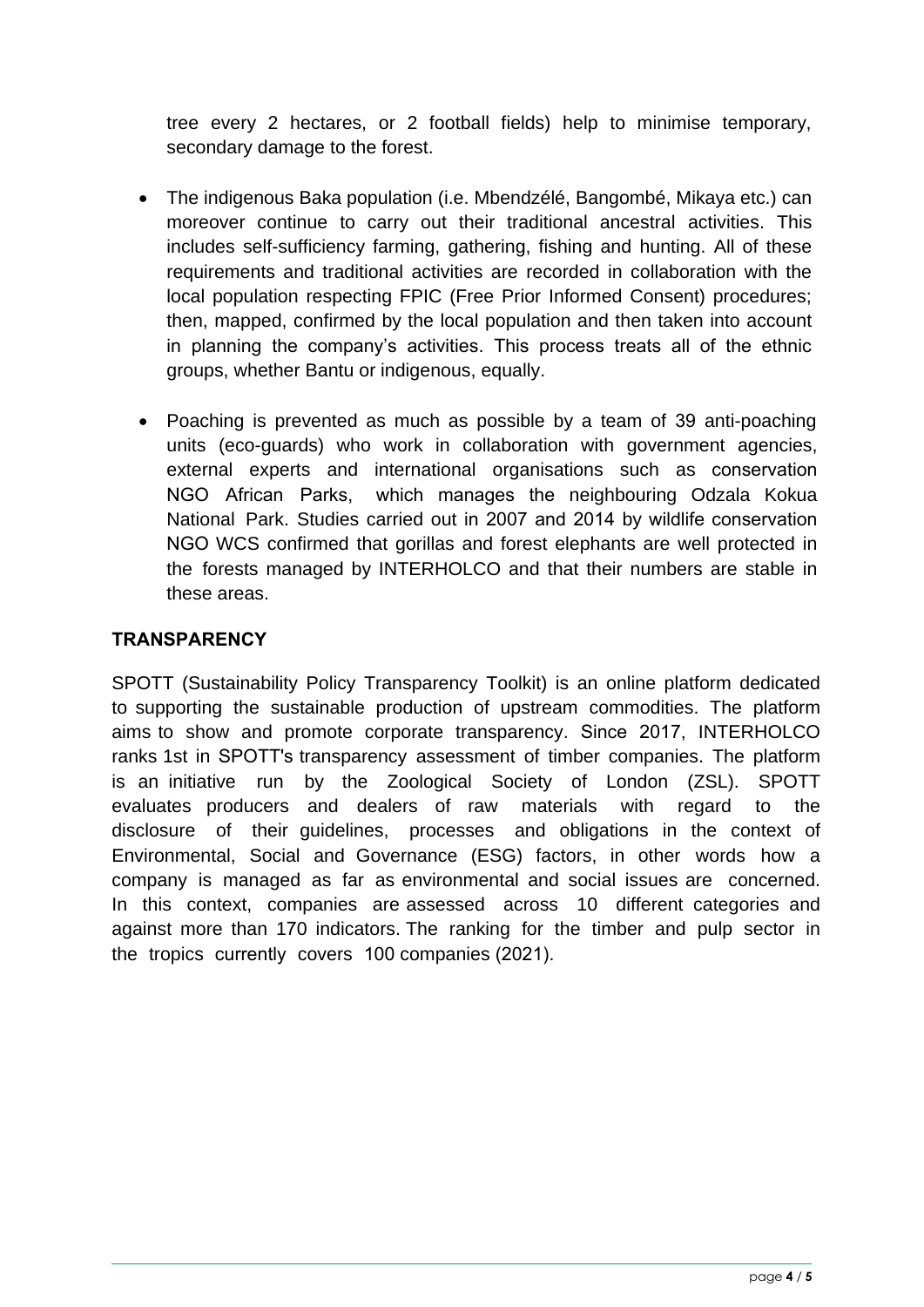tree every 2 hectares, or 2 football fields) help to minimise temporary, secondary damage to the forest.

- The indigenous Baka population (i.e. Mbendzélé, Bangombé, Mikaya etc.) can moreover continue to carry out their traditional ancestral activities. This includes self-sufficiency farming, gathering, fishing and hunting. All of these requirements and traditional activities are recorded in collaboration with the local population respecting FPIC (Free Prior Informed Consent) procedures; then, mapped, confirmed by the local population and then taken into account in planning the company's activities. This process treats all of the ethnic groups, whether Bantu or indigenous, equally.
- Poaching is prevented as much as possible by a team of 39 anti-poaching units (eco-guards) who work in collaboration with government agencies, external experts and international organisations such as conservation NGO African Parks, which manages the neighbouring Odzala Kokua National Park. Studies carried out in 2007 and 2014 by wildlife conservation NGO WCS confirmed that gorillas and forest elephants are well protected in the forests managed by INTERHOLCO and that their numbers are stable in these areas.

## TRANSPARENCY

SPOTT (Sustainability Policy Transparency Toolkit) is an online platform dedicated to supporting the sustainable production of upstream commodities. The platform aims to show and promote corporate transparency. Since 2017, INTERHOLCO ranks 1st in SPOTT's transparency assessment of timber companies. The platform is an initiative run by the Zoological Society of London (ZSL). SPOTT evaluates producers and dealers of raw materials with regard to the disclosure of their guidelines, processes and obligations in the context of Environmental, Social and Governance (ESG) factors, in other words how a company is managed as far as environmental and social issues are concerned. In this context, companies are assessed across 10 different categories and against more than 170 indicators. The ranking for the timber and pulp sector in the tropics currently covers 100 companies (2021).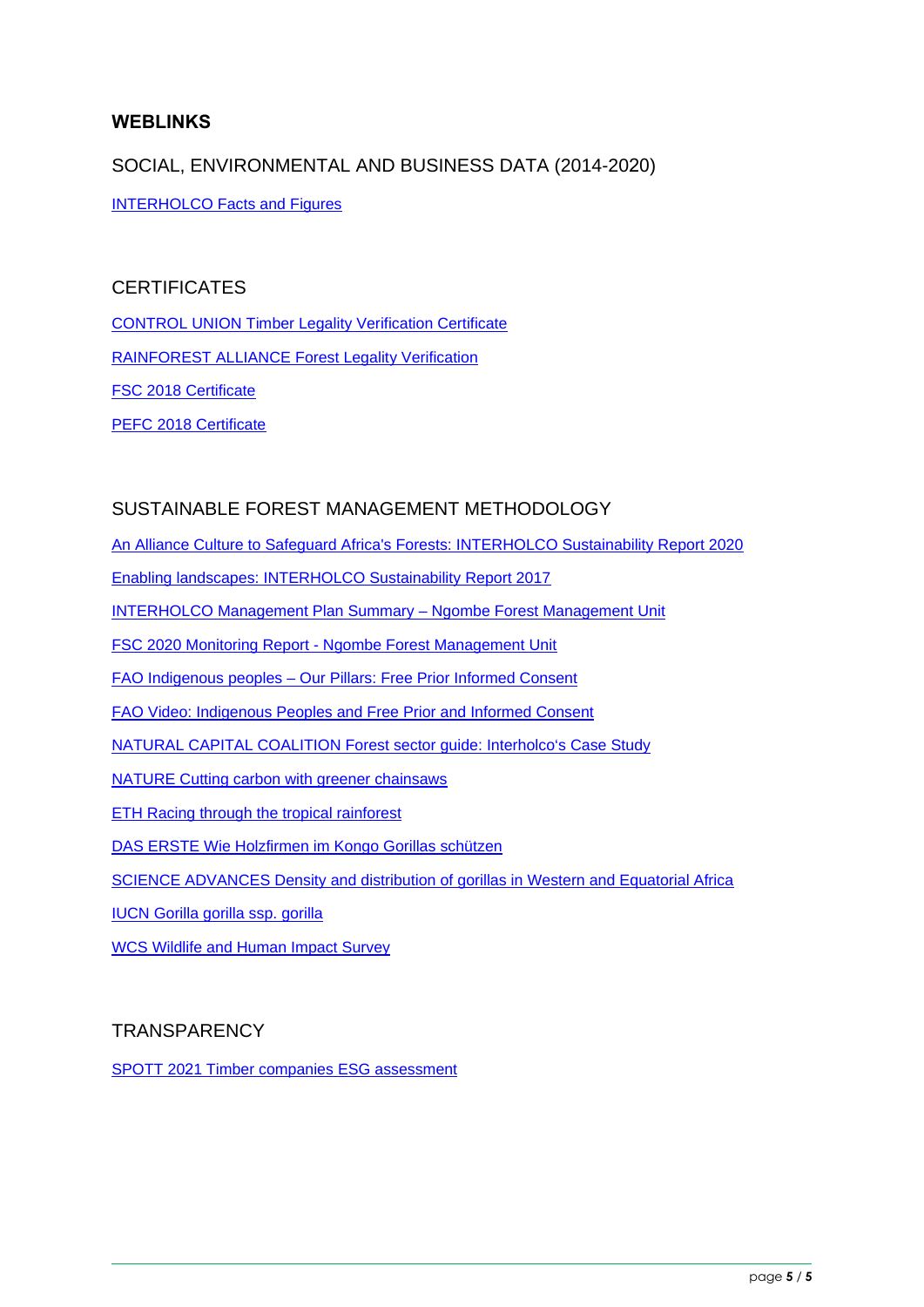## WEBLINKS

### SOCIAL, ENVIRONMENTAL AND BUSINESS DATA (2014-2020)

INTERHOLCO Facts and Figures

### CERTIFICATES

CONTROL UNION Timber Legality Verification Certificate

RAINFOREST ALLIANCE Forest Legality Verification

FSC 2018 Certificate

PEFC 2018 Certificate

### SUSTAINABLE FOREST MANAGEMENT METHODOLOGY

An Alliance Culture to Safeguard Africa's Forests: INTERHOLCO Sustainability Report 2020

Enabling landscapes: INTERHOLCO Sustainability Report 2017

INTERHOLCO Management Plan Summary – Ngombe Forest Management Unit

FSC 2020 Monitoring Report - Ngombe Forest Management Unit

FAO Indigenous peoples – Our Pillars: Free Prior Informed Consent

FAO Video: Indigenous Peoples and Free Prior and Informed Consent

NATURAL CAPITAL COALITION Forest sector guide: Interholco's Case Study

NATURE Cutting carbon with greener chainsaws

ETH Racing through the tropical rainforest

DAS ERSTE Wie Holzfirmen im Kongo Gorillas schützen

SCIENCE ADVANCES Density and distribution of gorillas in Western and Equatorial Africa

IUCN Gorilla gorilla ssp. gorilla

WCS Wildlife and Human Impact Survey

### TRANSPARENCY

SPOTT 2021 Timber companies ESG assessment